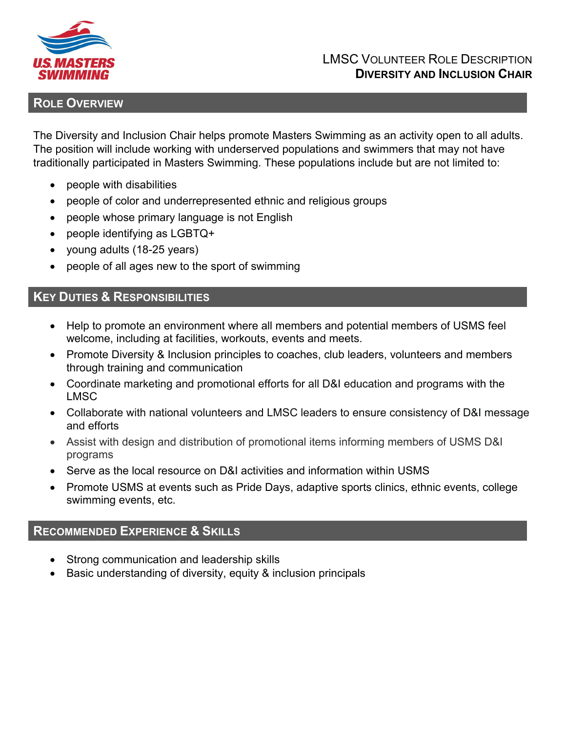# LMSC Volunteer Role Description
## Diversity and Inclusion Chair

## Role Overview

The Diversity and Inclusion Chair helps promote Masters Swimming as an activity open to all adults. The position will include working with underserved populations and swimmers that may not have traditionally participated in Masters Swimming. These populations include but are not limited to:

- people with disabilities
- people of color and underrepresented ethnic and religious groups
- people whose primary language is not English
- people identifying as LGBTQ+
- young adults (18-25 years)
- people of all ages new to the sport of swimming

## Key Duties & Responsibilities

- Help to promote an environment where all members and potential members of USMS feel welcome, including at facilities, workouts, events and meets.
- Promote Diversity & Inclusion principles to coaches, club leaders, volunteers and members through training and communication
- Coordinate marketing and promotional efforts for all D&I education and programs with the LMSC
- Collaborate with national volunteers and LMSC leaders to ensure consistency of D&I message and efforts
- Assist with design and distribution of promotional items informing members of USMS D&I programs
- Serve as the local resource on D&I activities and information within USMS
- Promote USMS at events such as Pride Days, adaptive sports clinics, ethnic events, college swimming events, etc.

## Recommended Experience & Skills

- Strong communication and leadership skills
- Basic understanding of diversity, equity & inclusion principals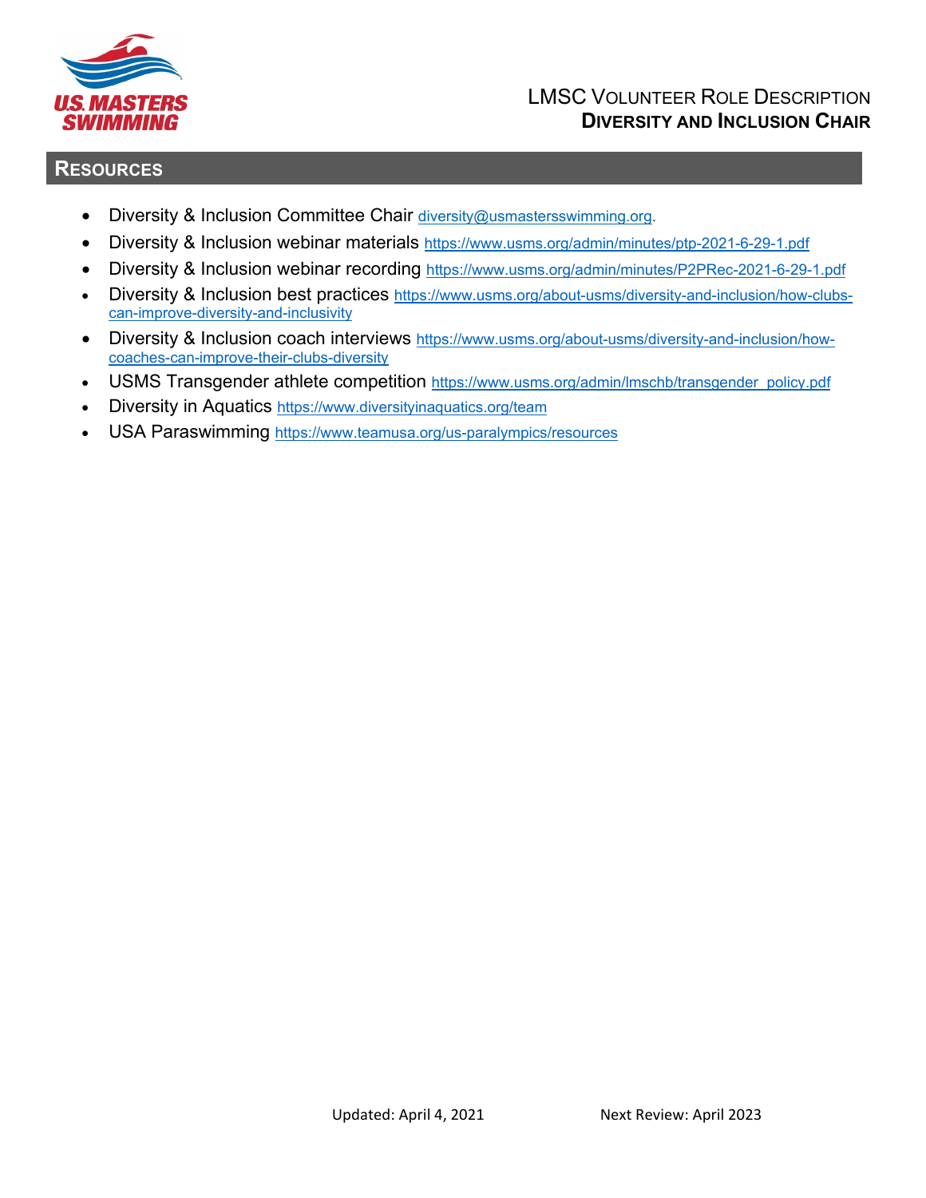## Resources

- Diversity & Inclusion Committee Chair diversity@usmastersswimming.org.
- Diversity & Inclusion webinar materials https://www.usms.org/admin/minutes/ptp-2021-6-29-1.pdf
- Diversity & Inclusion webinar recording https://www.usms.org/admin/minutes/P2PRec-2021-6-29-1.pdf
- Diversity & Inclusion best practices https://www.usms.org/about-usms/diversity-and-inclusion/how-clubs-can-improve-diversity-and-inclusivity
- Diversity & Inclusion coach interviews https://www.usms.org/about-usms/diversity-and-inclusion/how-coaches-can-improve-their-clubs-diversity
- USMS Transgender athlete competition https://www.usms.org/admin/lmschb/transgender_policy.pdf
- Diversity in Aquatics https://www.diversityinaquatics.org/team
- USA Paraswimming https://www.teamusa.org/us-paralympics/resources

Updated: April 4, 2021 Next Review: April 2023